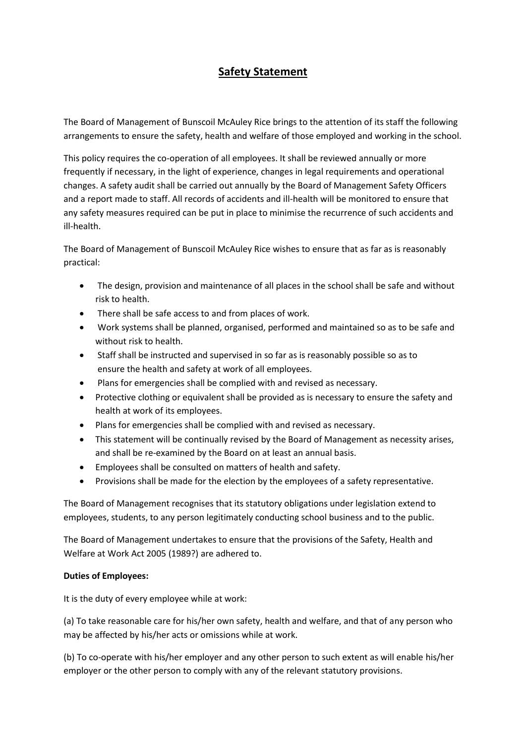# Safety Statement

The Board of Management of Bunscoil McAuley Rice brings to the attention of its staff the following arrangements to ensure the safety, health and welfare of those employed and working in the school.

This policy requires the co-operation of all employees. It shall be reviewed annually or more frequently if necessary, in the light of experience, changes in legal requirements and operational changes. A safety audit shall be carried out annually by the Board of Management Safety Officers and a report made to staff. All records of accidents and ill-health will be monitored to ensure that any safety measures required can be put in place to minimise the recurrence of such accidents and ill-health.

The Board of Management of Bunscoil McAuley Rice wishes to ensure that as far as is reasonably practical:

- The design, provision and maintenance of all places in the school shall be safe and without risk to health.
- There shall be safe access to and from places of work.
- Work systems shall be planned, organised, performed and maintained so as to be safe and without risk to health.
- Staff shall be instructed and supervised in so far as is reasonably possible so as to ensure the health and safety at work of all employees.
- Plans for emergencies shall be complied with and revised as necessary.
- Protective clothing or equivalent shall be provided as is necessary to ensure the safety and health at work of its employees.
- Plans for emergencies shall be complied with and revised as necessary.
- This statement will be continually revised by the Board of Management as necessity arises, and shall be re-examined by the Board on at least an annual basis.
- Employees shall be consulted on matters of health and safety.
- Provisions shall be made for the election by the employees of a safety representative.

The Board of Management recognises that its statutory obligations under legislation extend to employees, students, to any person legitimately conducting school business and to the public.

The Board of Management undertakes to ensure that the provisions of the Safety, Health and Welfare at Work Act 2005 (1989?) are adhered to.

**Duties of Employees:**

It is the duty of every employee while at work:

(a) To take reasonable care for his/her own safety, health and welfare, and that of any person who may be affected by his/her acts or omissions while at work.

(b) To co-operate with his/her employer and any other person to such extent as will enable his/her employer or the other person to comply with any of the relevant statutory provisions.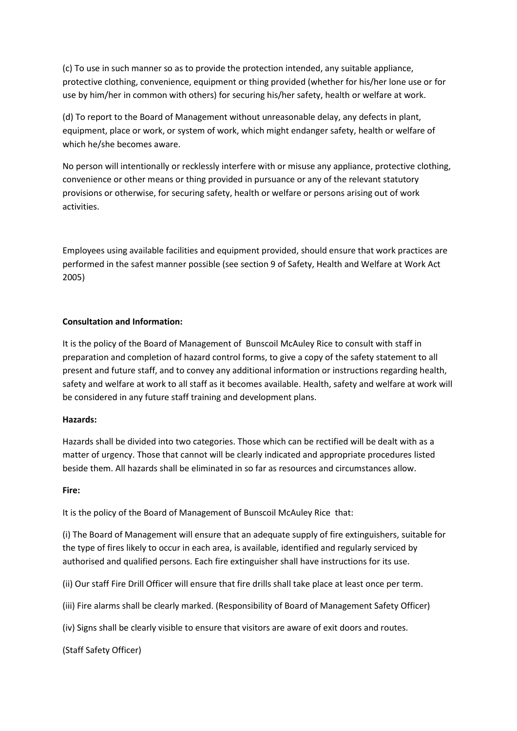(c) To use in such manner so as to provide the protection intended, any suitable appliance, protective clothing, convenience, equipment or thing provided (whether for his/her lone use or for use by him/her in common with others) for securing his/her safety, health or welfare at work.

(d) To report to the Board of Management without unreasonable delay, any defects in plant, equipment, place or work, or system of work, which might endanger safety, health or welfare of which he/she becomes aware.

No person will intentionally or recklessly interfere with or misuse any appliance, protective clothing, convenience or other means or thing provided in pursuance or any of the relevant statutory provisions or otherwise, for securing safety, health or welfare or persons arising out of work activities.

Employees using available facilities and equipment provided, should ensure that work practices are performed in the safest manner possible (see section 9 of Safety, Health and Welfare at Work Act 2005)

**Consultation and Information:**

It is the policy of the Board of Management of Bunscoil McAuley Rice to consult with staff in preparation and completion of hazard control forms, to give a copy of the safety statement to all present and future staff, and to convey any additional information or instructions regarding health, safety and welfare at work to all staff as it becomes available. Health, safety and welfare at work will be considered in any future staff training and development plans.

**Hazards:**

Hazards shall be divided into two categories. Those which can be rectified will be dealt with as a matter of urgency. Those that cannot will be clearly indicated and appropriate procedures listed beside them. All hazards shall be eliminated in so far as resources and circumstances allow.

**Fire:**

It is the policy of the Board of Management of Bunscoil McAuley Rice that:

(i) The Board of Management will ensure that an adequate supply of fire extinguishers, suitable for the type of fires likely to occur in each area, is available, identified and regularly serviced by authorised and qualified persons. Each fire extinguisher shall have instructions for its use.

(ii) Our staff Fire Drill Officer will ensure that fire drills shall take place at least once per term.

(iii) Fire alarms shall be clearly marked. (Responsibility of Board of Management Safety Officer)

(iv) Signs shall be clearly visible to ensure that visitors are aware of exit doors and routes.

(Staff Safety Officer)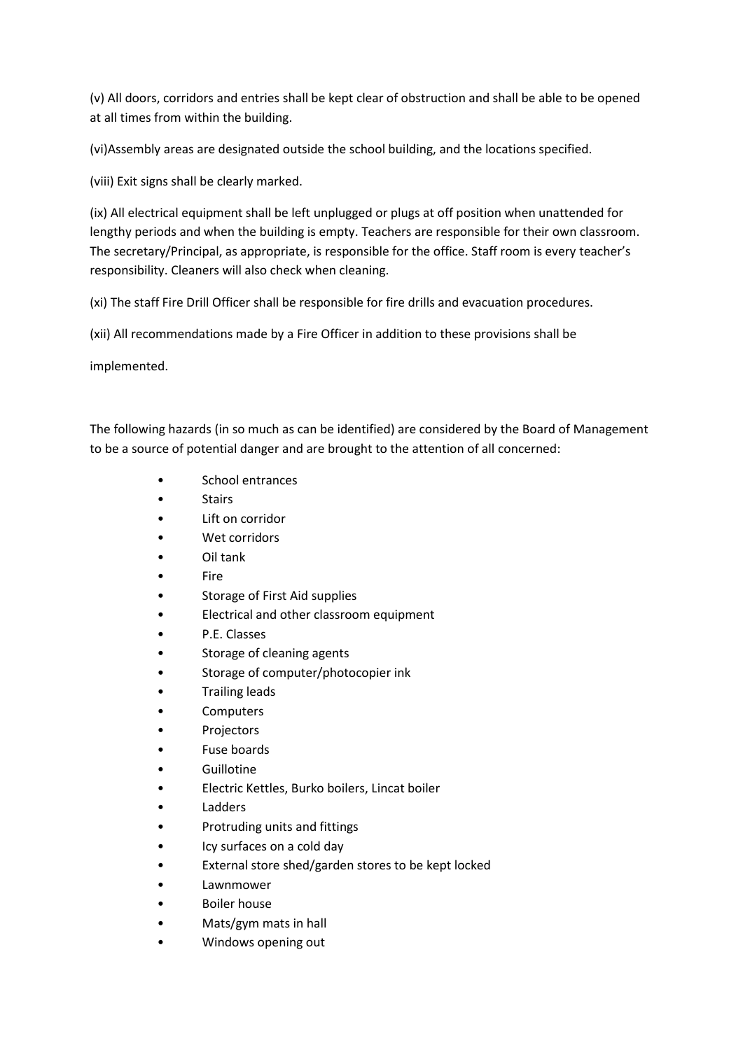(v) All doors, corridors and entries shall be kept clear of obstruction and shall be able to be opened at all times from within the building.

(vi)Assembly areas are designated outside the school building, and the locations specified.

(viii) Exit signs shall be clearly marked.

(ix) All electrical equipment shall be left unplugged or plugs at off position when unattended for lengthy periods and when the building is empty. Teachers are responsible for their own classroom. The secretary/Principal, as appropriate, is responsible for the office. Staff room is every teacher's responsibility. Cleaners will also check when cleaning.

(xi) The staff Fire Drill Officer shall be responsible for fire drills and evacuation procedures.

(xii) All recommendations made by a Fire Officer in addition to these provisions shall be

implemented.

The following hazards (in so much as can be identified) are considered by the Board of Management to be a source of potential danger and are brought to the attention of all concerned:

- School entrances
- Stairs
- Lift on corridor
- Wet corridors
- Oil tank
- Fire
- Storage of First Aid supplies
- Electrical and other classroom equipment
- P.E. Classes
- Storage of cleaning agents
- Storage of computer/photocopier ink
- Trailing leads
- Computers
- Projectors
- Fuse boards
- Guillotine
- Electric Kettles, Burko boilers, Lincat boiler
- Ladders
- Protruding units and fittings
- Icy surfaces on a cold day
- External store shed/garden stores to be kept locked
- Lawnmower
- Boiler house
- Mats/gym mats in hall
- Windows opening out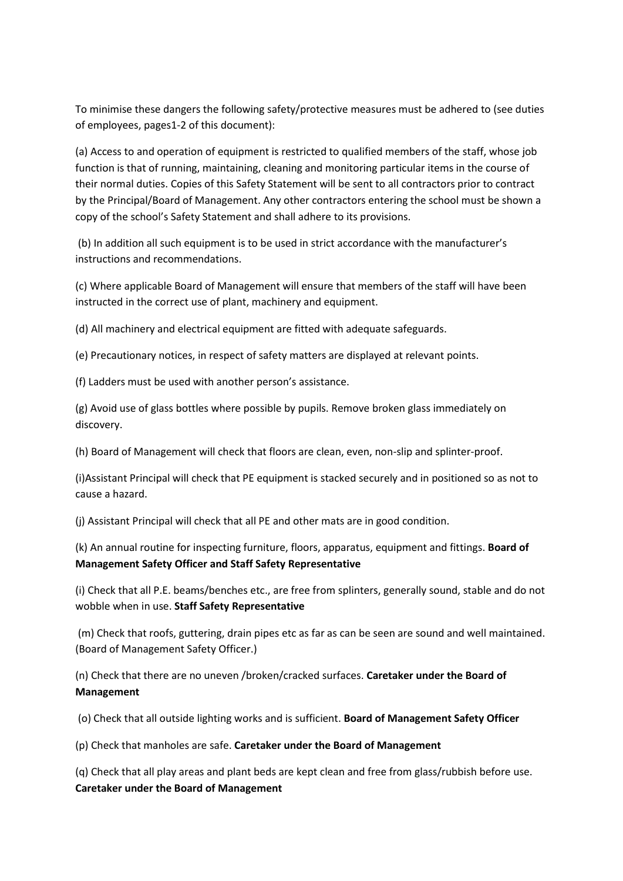To minimise these dangers the following safety/protective measures must be adhered to (see duties of employees, pages1-2 of this document):

(a) Access to and operation of equipment is restricted to qualified members of the staff, whose job function is that of running, maintaining, cleaning and monitoring particular items in the course of their normal duties. Copies of this Safety Statement will be sent to all contractors prior to contract by the Principal/Board of Management. Any other contractors entering the school must be shown a copy of the school's Safety Statement and shall adhere to its provisions.

(b) In addition all such equipment is to be used in strict accordance with the manufacturer's instructions and recommendations.

(c) Where applicable Board of Management will ensure that members of the staff will have been instructed in the correct use of plant, machinery and equipment.

(d) All machinery and electrical equipment are fitted with adequate safeguards.

(e) Precautionary notices, in respect of safety matters are displayed at relevant points.

(f) Ladders must be used with another person's assistance.

(g) Avoid use of glass bottles where possible by pupils. Remove broken glass immediately on discovery.

(h) Board of Management will check that floors are clean, even, non-slip and splinter-proof.

(i)Assistant Principal will check that PE equipment is stacked securely and in positioned so as not to cause a hazard.

(j) Assistant Principal will check that all PE and other mats are in good condition.

(k) An annual routine for inspecting furniture, floors, apparatus, equipment and fittings. **Board of Management Safety Officer and Staff Safety Representative**

(i) Check that all P.E. beams/benches etc., are free from splinters, generally sound, stable and do not wobble when in use. **Staff Safety Representative**

(m) Check that roofs, guttering, drain pipes etc as far as can be seen are sound and well maintained. (Board of Management Safety Officer.)

(n) Check that there are no uneven /broken/cracked surfaces. **Caretaker under the Board of Management**

(o) Check that all outside lighting works and is sufficient. **Board of Management Safety Officer**

(p) Check that manholes are safe. **Caretaker under the Board of Management**

(q) Check that all play areas and plant beds are kept clean and free from glass/rubbish before use. **Caretaker under the Board of Management**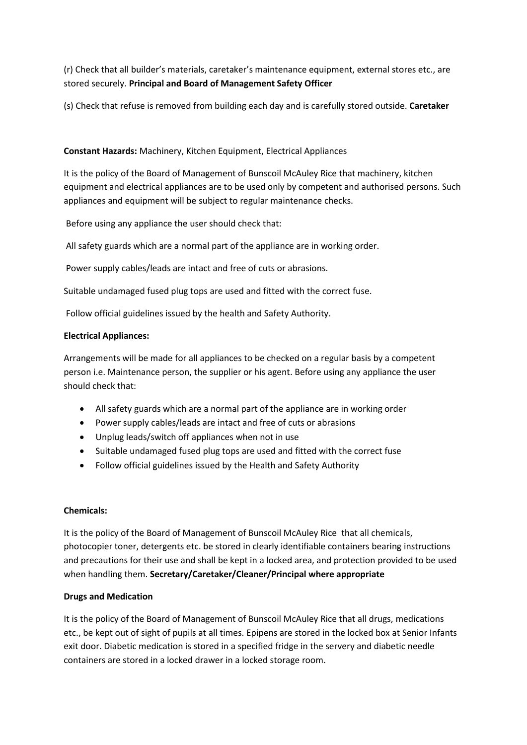(r) Check that all builder's materials, caretaker's maintenance equipment, external stores etc., are stored securely. **Principal and Board of Management Safety Officer**

(s) Check that refuse is removed from building each day and is carefully stored outside. **Caretaker**

**Constant Hazards:** Machinery, Kitchen Equipment, Electrical Appliances

It is the policy of the Board of Management of Bunscoil McAuley Rice that machinery, kitchen equipment and electrical appliances are to be used only by competent and authorised persons. Such appliances and equipment will be subject to regular maintenance checks.

Before using any appliance the user should check that:

All safety guards which are a normal part of the appliance are in working order.

Power supply cables/leads are intact and free of cuts or abrasions.

Suitable undamaged fused plug tops are used and fitted with the correct fuse.

Follow official guidelines issued by the health and Safety Authority.

**Electrical Appliances:**

Arrangements will be made for all appliances to be checked on a regular basis by a competent person i.e. Maintenance person, the supplier or his agent. Before using any appliance the user should check that:

- All safety guards which are a normal part of the appliance are in working order
- Power supply cables/leads are intact and free of cuts or abrasions
- Unplug leads/switch off appliances when not in use
- Suitable undamaged fused plug tops are used and fitted with the correct fuse
- Follow official guidelines issued by the Health and Safety Authority

**Chemicals:**

It is the policy of the Board of Management of Bunscoil McAuley Rice that all chemicals, photocopier toner, detergents etc. be stored in clearly identifiable containers bearing instructions and precautions for their use and shall be kept in a locked area, and protection provided to be used when handling them. **Secretary/Caretaker/Cleaner/Principal where appropriate**

**Drugs and Medication**

It is the policy of the Board of Management of Bunscoil McAuley Rice that all drugs, medications etc., be kept out of sight of pupils at all times. Epipens are stored in the locked box at Senior Infants exit door. Diabetic medication is stored in a specified fridge in the servery and diabetic needle containers are stored in a locked drawer in a locked storage room.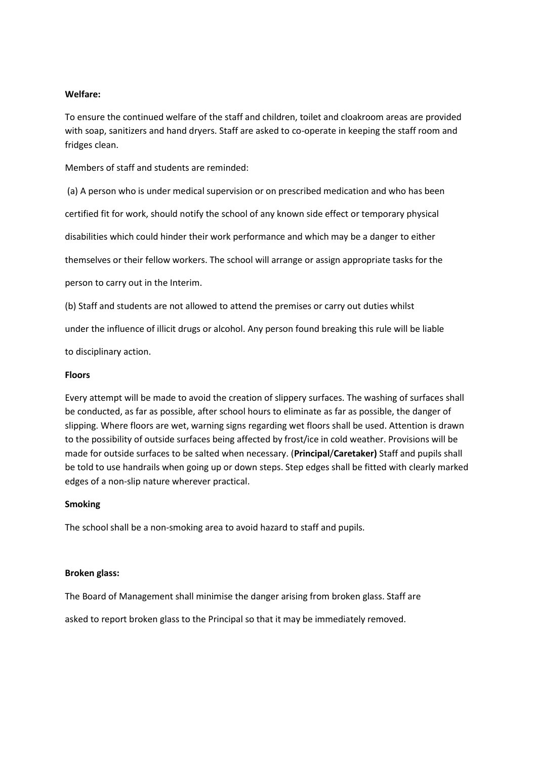**Welfare:**

To ensure the continued welfare of the staff and children, toilet and cloakroom areas are provided with soap, sanitizers and hand dryers. Staff are asked to co-operate in keeping the staff room and fridges clean.

Members of staff and students are reminded:

(a) A person who is under medical supervision or on prescribed medication and who has been certified fit for work, should notify the school of any known side effect or temporary physical disabilities which could hinder their work performance and which may be a danger to either themselves or their fellow workers. The school will arrange or assign appropriate tasks for the person to carry out in the Interim.

(b) Staff and students are not allowed to attend the premises or carry out duties whilst under the influence of illicit drugs or alcohol. Any person found breaking this rule will be liable to disciplinary action.

**Floors**

Every attempt will be made to avoid the creation of slippery surfaces. The washing of surfaces shall be conducted, as far as possible, after school hours to eliminate as far as possible, the danger of slipping. Where floors are wet, warning signs regarding wet floors shall be used. Attention is drawn to the possibility of outside surfaces being affected by frost/ice in cold weather. Provisions will be made for outside surfaces to be salted when necessary. (**Principal**/**Caretaker)** Staff and pupils shall be told to use handrails when going up or down steps. Step edges shall be fitted with clearly marked edges of a non-slip nature wherever practical.

**Smoking**

The school shall be a non-smoking area to avoid hazard to staff and pupils.

**Broken glass:**

The Board of Management shall minimise the danger arising from broken glass. Staff are asked to report broken glass to the Principal so that it may be immediately removed.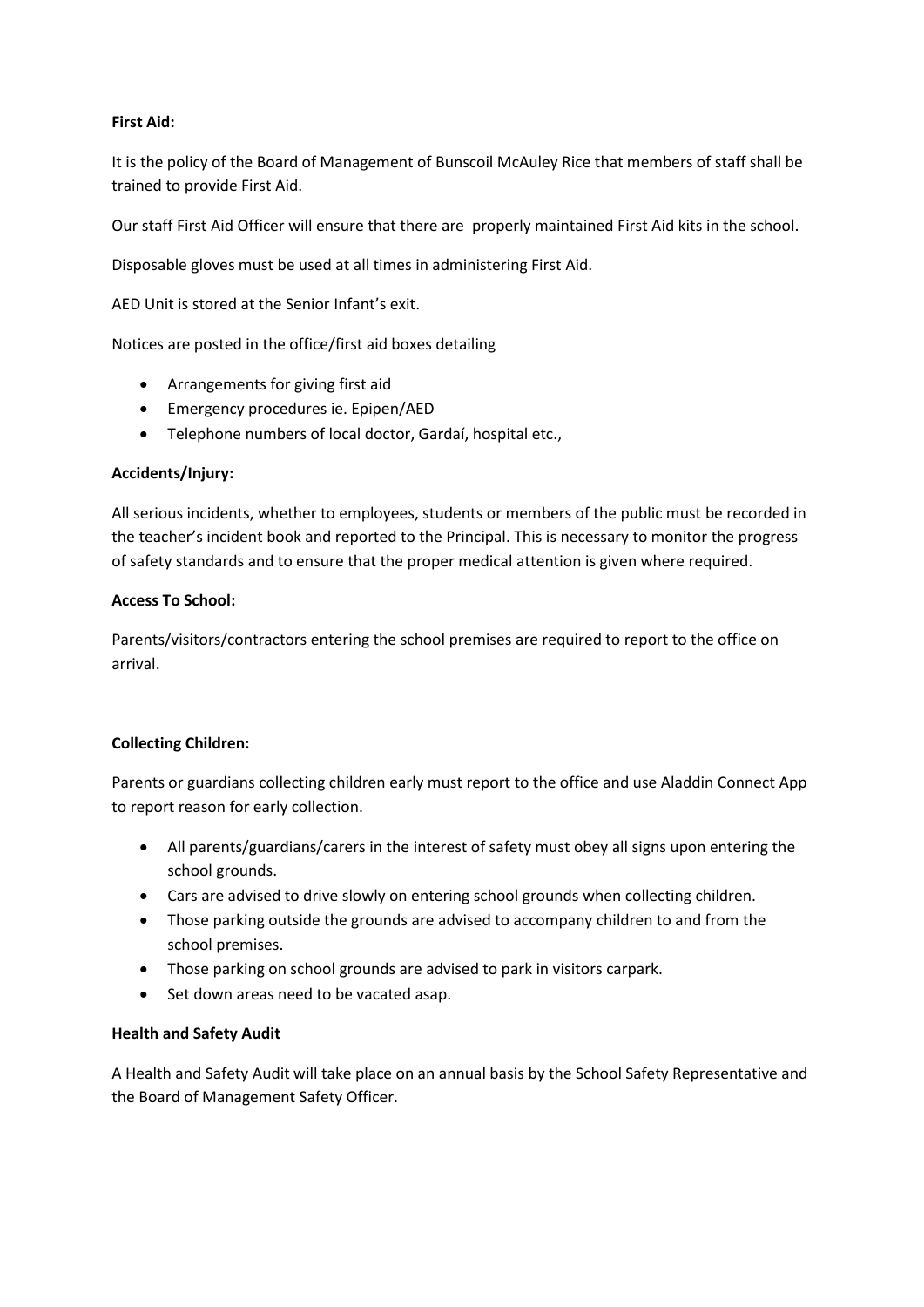**First Aid:**

It is the policy of the Board of Management of Bunscoil McAuley Rice that members of staff shall be trained to provide First Aid.

Our staff First Aid Officer will ensure that there are properly maintained First Aid kits in the school.

Disposable gloves must be used at all times in administering First Aid.

AED Unit is stored at the Senior Infant's exit.

Notices are posted in the office/first aid boxes detailing

- Arrangements for giving first aid
- Emergency procedures ie. Epipen/AED
- Telephone numbers of local doctor, Gardaí, hospital etc.,

**Accidents/Injury:**

All serious incidents, whether to employees, students or members of the public must be recorded in the teacher's incident book and reported to the Principal. This is necessary to monitor the progress of safety standards and to ensure that the proper medical attention is given where required.

**Access To School:**

Parents/visitors/contractors entering the school premises are required to report to the office on arrival.

**Collecting Children:**

Parents or guardians collecting children early must report to the office and use Aladdin Connect App to report reason for early collection.

- All parents/guardians/carers in the interest of safety must obey all signs upon entering the school grounds.
- Cars are advised to drive slowly on entering school grounds when collecting children.
- Those parking outside the grounds are advised to accompany children to and from the school premises.
- Those parking on school grounds are advised to park in visitors carpark.
- Set down areas need to be vacated asap.

**Health and Safety Audit**

A Health and Safety Audit will take place on an annual basis by the School Safety Representative and the Board of Management Safety Officer.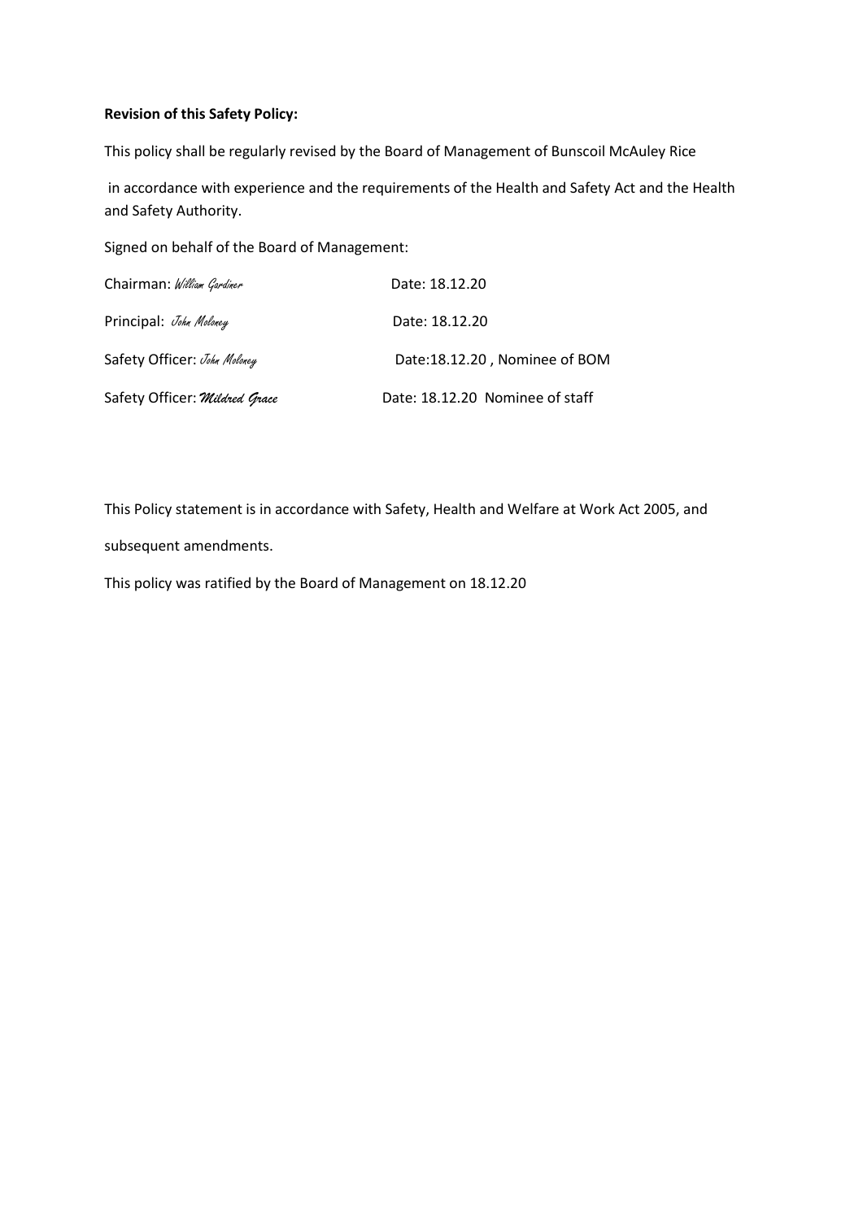**Revision of this Safety Policy:**

This policy shall be regularly revised by the Board of Management of Bunscoil McAuley Rice

in accordance with experience and the requirements of the Health and Safety Act and the Health and Safety Authority.

Signed on behalf of the Board of Management:

| | |
|---|---|
| Chairman: William Gardiner | Date: 18.12.20 |
| Principal: John Moloney | Date: 18.12.20 |
| Safety Officer: John Moloney | Date:18.12.20 , Nominee of BOM |
| Safety Officer: Mildred Grace | Date: 18.12.20 Nominee of staff |

This Policy statement is in accordance with Safety, Health and Welfare at Work Act 2005, and

subsequent amendments.

This policy was ratified by the Board of Management on 18.12.20